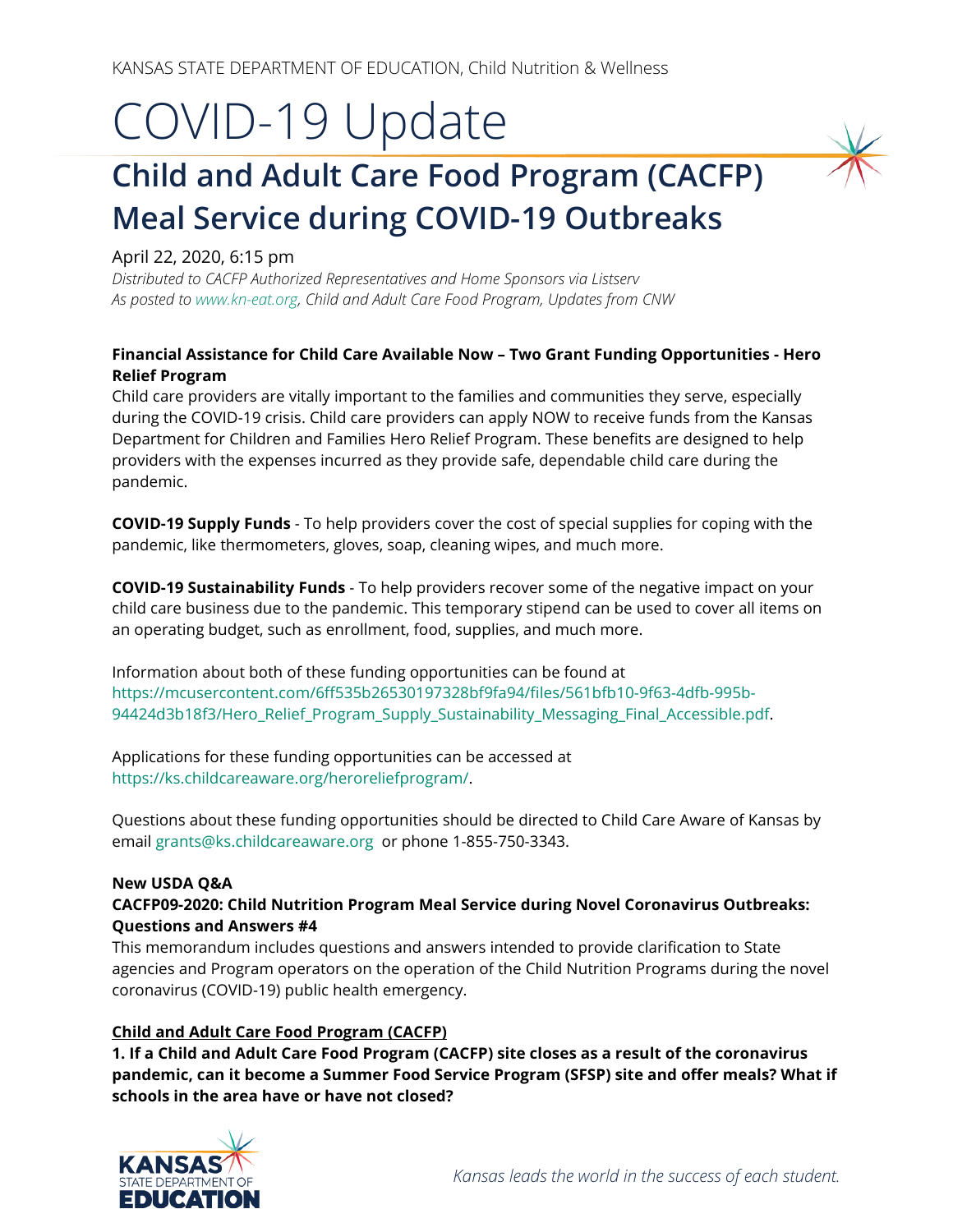KANSAS STATE DEPARTMENT OF EDUCATION, Child Nutrition & Wellness

# COVID-19 Update

## Child and Adult Care Food Program (CACFP) Meal Service during COVID-19 Outbreaks

April 22, 2020, 6:15 pm

*Distributed to CACFP Authorized Representatives and Home Sponsors via Listserv*
*As posted to www.kn-eat.org, Child and Adult Care Food Program, Updates from CNW*

**Financial Assistance for Child Care Available Now – Two Grant Funding Opportunities - Hero Relief Program**

Child care providers are vitally important to the families and communities they serve, especially during the COVID-19 crisis. Child care providers can apply NOW to receive funds from the Kansas Department for Children and Families Hero Relief Program. These benefits are designed to help providers with the expenses incurred as they provide safe, dependable child care during the pandemic.

**COVID-19 Supply Funds** - To help providers cover the cost of special supplies for coping with the pandemic, like thermometers, gloves, soap, cleaning wipes, and much more.

**COVID-19 Sustainability Funds** - To help providers recover some of the negative impact on your child care business due to the pandemic. This temporary stipend can be used to cover all items on an operating budget, such as enrollment, food, supplies, and much more.

Information about both of these funding opportunities can be found at https://mcusercontent.com/6ff535b26530197328bf9fa94/files/561bfb10-9f63-4dfb-995b-94424d3b18f3/Hero_Relief_Program_Supply_Sustainability_Messaging_Final_Accessible.pdf.

Applications for these funding opportunities can be accessed at https://ks.childcareaware.org/heroreliefprogram/.

Questions about these funding opportunities should be directed to Child Care Aware of Kansas by email grants@ks.childcareaware.org or phone 1-855-750-3343.

**New USDA Q&A**
**CACFP09-2020: Child Nutrition Program Meal Service during Novel Coronavirus Outbreaks: Questions and Answers #4**

This memorandum includes questions and answers intended to provide clarification to State agencies and Program operators on the operation of the Child Nutrition Programs during the novel coronavirus (COVID-19) public health emergency.

**<u>Child and Adult Care Food Program (CACFP)</u>**

**1. If a Child and Adult Care Food Program (CACFP) site closes as a result of the coronavirus pandemic, can it become a Summer Food Service Program (SFSP) site and offer meals? What if schools in the area have or have not closed?**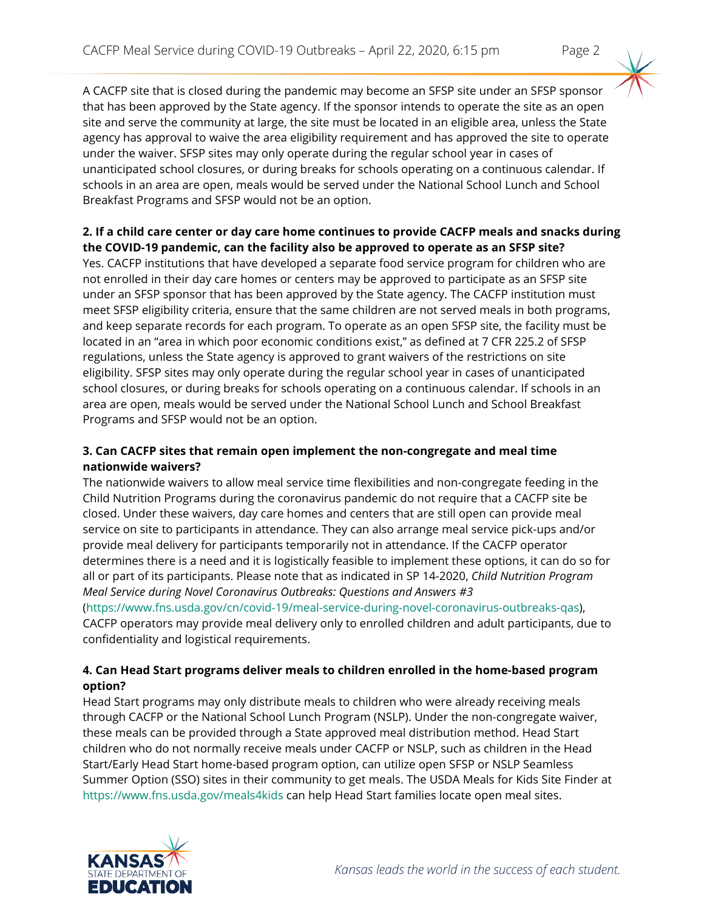A CACFP site that is closed during the pandemic may become an SFSP site under an SFSP sponsor that has been approved by the State agency. If the sponsor intends to operate the site as an open site and serve the community at large, the site must be located in an eligible area, unless the State agency has approval to waive the area eligibility requirement and has approved the site to operate under the waiver. SFSP sites may only operate during the regular school year in cases of unanticipated school closures, or during breaks for schools operating on a continuous calendar. If schools in an area are open, meals would be served under the National School Lunch and School Breakfast Programs and SFSP would not be an option.

**2. If a child care center or day care home continues to provide CACFP meals and snacks during the COVID-19 pandemic, can the facility also be approved to operate as an SFSP site?**

Yes. CACFP institutions that have developed a separate food service program for children who are not enrolled in their day care homes or centers may be approved to participate as an SFSP site under an SFSP sponsor that has been approved by the State agency. The CACFP institution must meet SFSP eligibility criteria, ensure that the same children are not served meals in both programs, and keep separate records for each program. To operate as an open SFSP site, the facility must be located in an "area in which poor economic conditions exist," as defined at 7 CFR 225.2 of SFSP regulations, unless the State agency is approved to grant waivers of the restrictions on site eligibility. SFSP sites may only operate during the regular school year in cases of unanticipated school closures, or during breaks for schools operating on a continuous calendar. If schools in an area are open, meals would be served under the National School Lunch and School Breakfast Programs and SFSP would not be an option.

**3. Can CACFP sites that remain open implement the non-congregate and meal time nationwide waivers?**

The nationwide waivers to allow meal service time flexibilities and non-congregate feeding in the Child Nutrition Programs during the coronavirus pandemic do not require that a CACFP site be closed. Under these waivers, day care homes and centers that are still open can provide meal service on site to participants in attendance. They can also arrange meal service pick-ups and/or provide meal delivery for participants temporarily not in attendance. If the CACFP operator determines there is a need and it is logistically feasible to implement these options, it can do so for all or part of its participants. Please note that as indicated in SP 14-2020, *Child Nutrition Program Meal Service during Novel Coronavirus Outbreaks: Questions and Answers #3* (https://www.fns.usda.gov/cn/covid-19/meal-service-during-novel-coronavirus-outbreaks-qas), CACFP operators may provide meal delivery only to enrolled children and adult participants, due to confidentiality and logistical requirements.

**4. Can Head Start programs deliver meals to children enrolled in the home-based program option?**

Head Start programs may only distribute meals to children who were already receiving meals through CACFP or the National School Lunch Program (NSLP). Under the non-congregate waiver, these meals can be provided through a State approved meal distribution method. Head Start children who do not normally receive meals under CACFP or NSLP, such as children in the Head Start/Early Head Start home-based program option, can utilize open SFSP or NSLP Seamless Summer Option (SSO) sites in their community to get meals. The USDA Meals for Kids Site Finder at https://www.fns.usda.gov/meals4kids can help Head Start families locate open meal sites.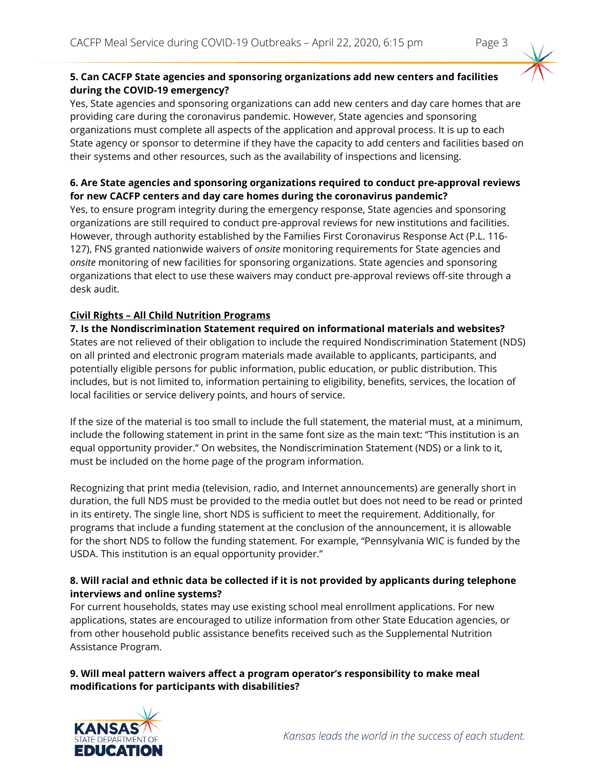**5. Can CACFP State agencies and sponsoring organizations add new centers and facilities during the COVID-19 emergency?**

Yes, State agencies and sponsoring organizations can add new centers and day care homes that are providing care during the coronavirus pandemic. However, State agencies and sponsoring organizations must complete all aspects of the application and approval process. It is up to each State agency or sponsor to determine if they have the capacity to add centers and facilities based on their systems and other resources, such as the availability of inspections and licensing.

**6. Are State agencies and sponsoring organizations required to conduct pre-approval reviews for new CACFP centers and day care homes during the coronavirus pandemic?**

Yes, to ensure program integrity during the emergency response, State agencies and sponsoring organizations are still required to conduct pre-approval reviews for new institutions and facilities. However, through authority established by the Families First Coronavirus Response Act (P.L. 116-127), FNS granted nationwide waivers of *onsite* monitoring requirements for State agencies and *onsite* monitoring of new facilities for sponsoring organizations. State agencies and sponsoring organizations that elect to use these waivers may conduct pre-approval reviews off-site through a desk audit.

## Civil Rights – All Child Nutrition Programs

**7. Is the Nondiscrimination Statement required on informational materials and websites?**

States are not relieved of their obligation to include the required Nondiscrimination Statement (NDS) on all printed and electronic program materials made available to applicants, participants, and potentially eligible persons for public information, public education, or public distribution. This includes, but is not limited to, information pertaining to eligibility, benefits, services, the location of local facilities or service delivery points, and hours of service.

If the size of the material is too small to include the full statement, the material must, at a minimum, include the following statement in print in the same font size as the main text: "This institution is an equal opportunity provider." On websites, the Nondiscrimination Statement (NDS) or a link to it, must be included on the home page of the program information.

Recognizing that print media (television, radio, and Internet announcements) are generally short in duration, the full NDS must be provided to the media outlet but does not need to be read or printed in its entirety. The single line, short NDS is sufficient to meet the requirement. Additionally, for programs that include a funding statement at the conclusion of the announcement, it is allowable for the short NDS to follow the funding statement. For example, "Pennsylvania WIC is funded by the USDA. This institution is an equal opportunity provider."

**8. Will racial and ethnic data be collected if it is not provided by applicants during telephone interviews and online systems?**

For current households, states may use existing school meal enrollment applications. For new applications, states are encouraged to utilize information from other State Education agencies, or from other household public assistance benefits received such as the Supplemental Nutrition Assistance Program.

**9. Will meal pattern waivers affect a program operator's responsibility to make meal modifications for participants with disabilities?**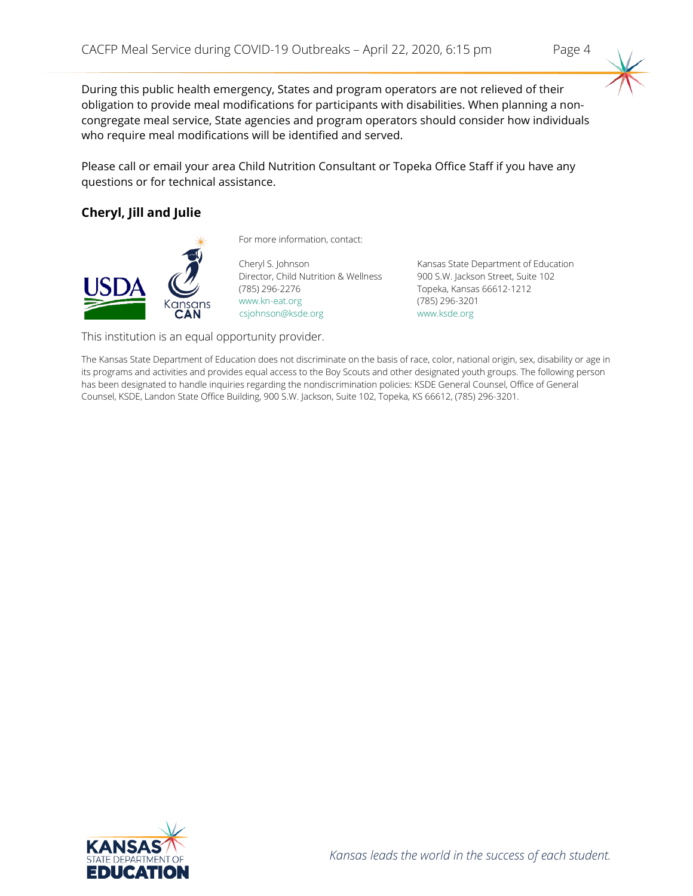During this public health emergency, States and program operators are not relieved of their obligation to provide meal modifications for participants with disabilities. When planning a non-congregate meal service, State agencies and program operators should consider how individuals who require meal modifications will be identified and served.

Please call or email your area Child Nutrition Consultant or Topeka Office Staff if you have any questions or for technical assistance.

**Cheryl, Jill and Julie**

For more information, contact:

Cheryl S. Johnson
Director, Child Nutrition & Wellness
(785) 296-2276
www.kn-eat.org
csjohnson@ksde.org

Kansas State Department of Education
900 S.W. Jackson Street, Suite 102
Topeka, Kansas 66612-1212
(785) 296-3201
www.ksde.org

This institution is an equal opportunity provider.

The Kansas State Department of Education does not discriminate on the basis of race, color, national origin, sex, disability or age in its programs and activities and provides equal access to the Boy Scouts and other designated youth groups. The following person has been designated to handle inquiries regarding the nondiscrimination policies: KSDE General Counsel, Office of General Counsel, KSDE, Landon State Office Building, 900 S.W. Jackson, Suite 102, Topeka, KS 66612, (785) 296-3201.